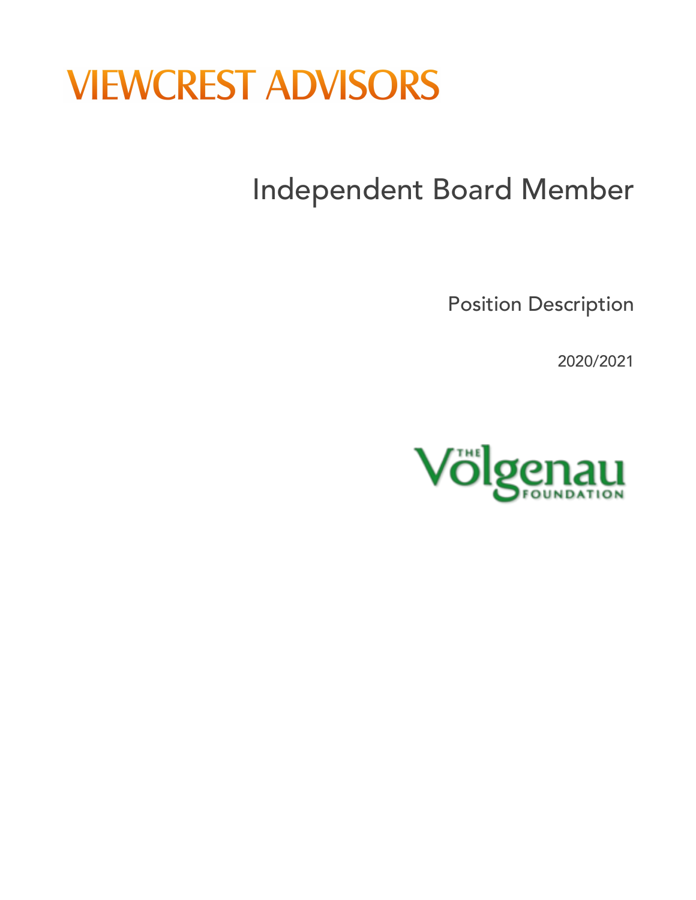# VIEWCREST ADVISORS

## Independent Board Member

Position Description

2020/2021

THE Volgenau FOUNDATION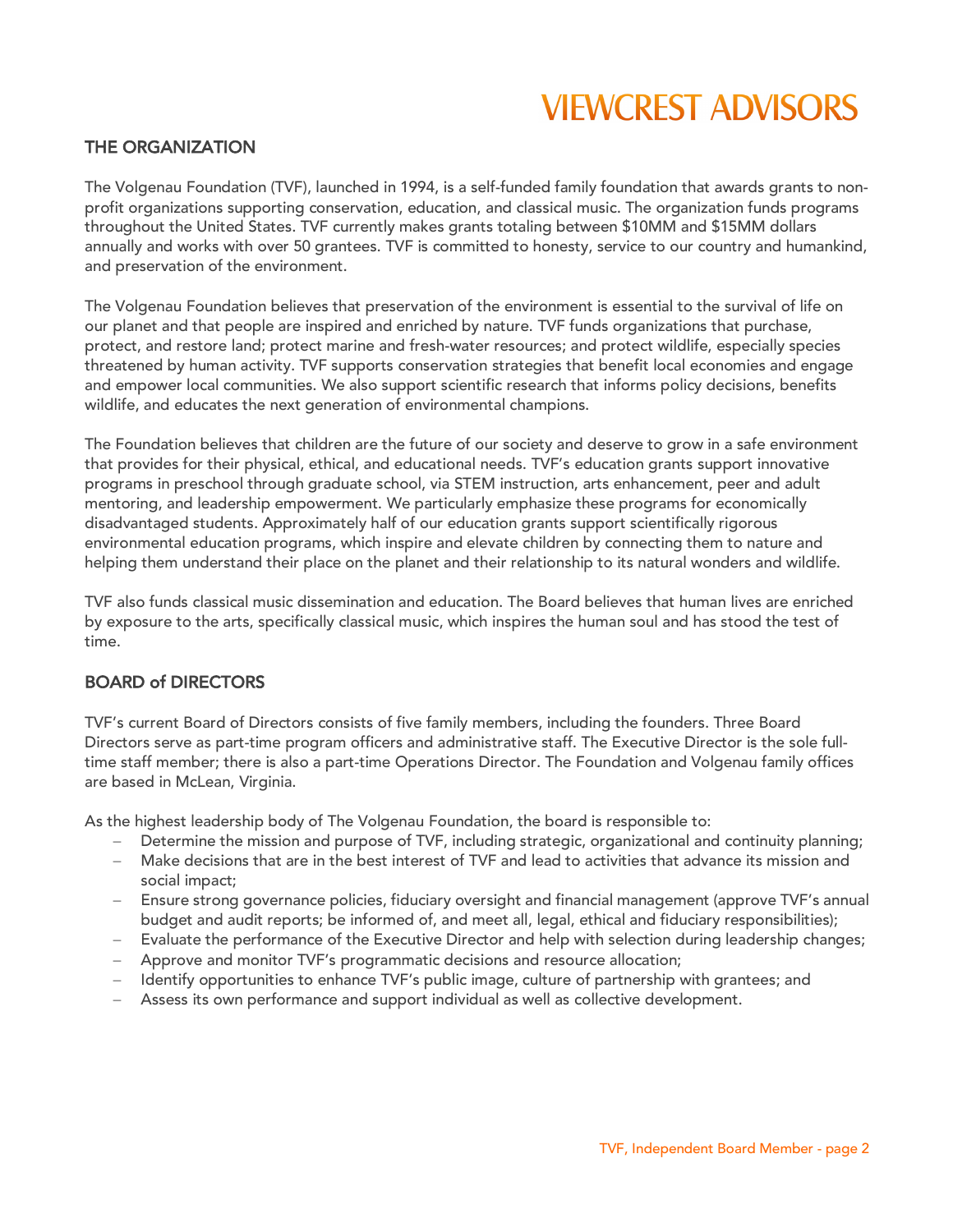## THE ORGANIZATION

The Volgenau Foundation (TVF), launched in 1994, is a self-funded family foundation that awards grants to non-profit organizations supporting conservation, education, and classical music. The organization funds programs throughout the United States. TVF currently makes grants totaling between $10MM and $15MM dollars annually and works with over 50 grantees. TVF is committed to honesty, service to our country and humankind, and preservation of the environment.

The Volgenau Foundation believes that preservation of the environment is essential to the survival of life on our planet and that people are inspired and enriched by nature. TVF funds organizations that purchase, protect, and restore land; protect marine and fresh-water resources; and protect wildlife, especially species threatened by human activity. TVF supports conservation strategies that benefit local economies and engage and empower local communities. We also support scientific research that informs policy decisions, benefits wildlife, and educates the next generation of environmental champions.

The Foundation believes that children are the future of our society and deserve to grow in a safe environment that provides for their physical, ethical, and educational needs. TVF's education grants support innovative programs in preschool through graduate school, via STEM instruction, arts enhancement, peer and adult mentoring, and leadership empowerment. We particularly emphasize these programs for economically disadvantaged students. Approximately half of our education grants support scientifically rigorous environmental education programs, which inspire and elevate children by connecting them to nature and helping them understand their place on the planet and their relationship to its natural wonders and wildlife.

TVF also funds classical music dissemination and education. The Board believes that human lives are enriched by exposure to the arts, specifically classical music, which inspires the human soul and has stood the test of time.

## BOARD of DIRECTORS

TVF's current Board of Directors consists of five family members, including the founders. Three Board Directors serve as part-time program officers and administrative staff. The Executive Director is the sole full-time staff member; there is also a part-time Operations Director. The Foundation and Volgenau family offices are based in McLean, Virginia.

As the highest leadership body of The Volgenau Foundation, the board is responsible to:

- Determine the mission and purpose of TVF, including strategic, organizational and continuity planning;
- Make decisions that are in the best interest of TVF and lead to activities that advance its mission and social impact;
- Ensure strong governance policies, fiduciary oversight and financial management (approve TVF's annual budget and audit reports; be informed of, and meet all, legal, ethical and fiduciary responsibilities);
- Evaluate the performance of the Executive Director and help with selection during leadership changes;
- Approve and monitor TVF's programmatic decisions and resource allocation;
- Identify opportunities to enhance TVF's public image, culture of partnership with grantees; and
- Assess its own performance and support individual as well as collective development.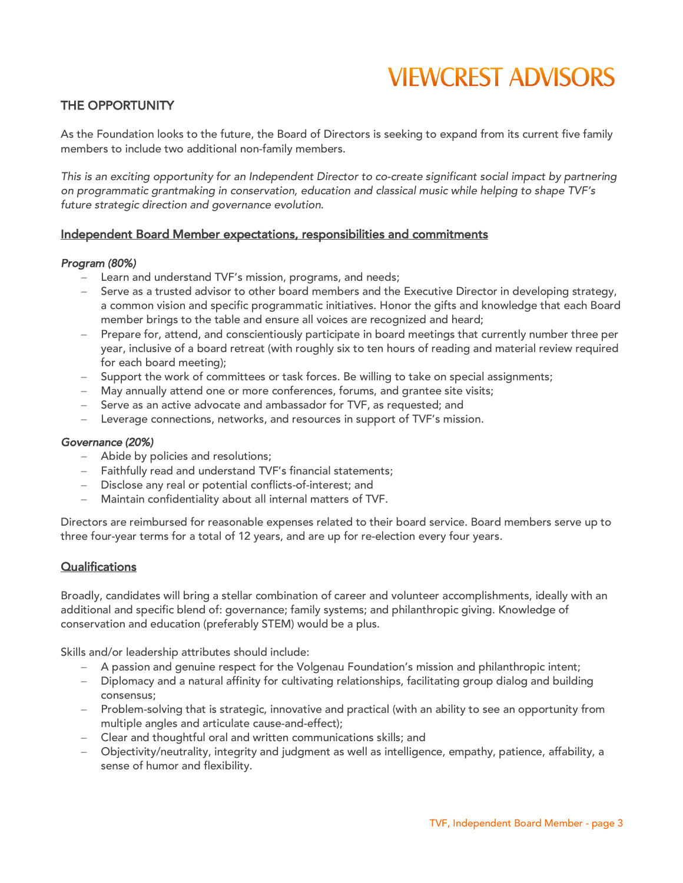## THE OPPORTUNITY

As the Foundation looks to the future, the Board of Directors is seeking to expand from its current five family members to include two additional non-family members.

*This is an exciting opportunity for an Independent Director to co-create significant social impact by partnering on programmatic grantmaking in conservation, education and classical music while helping to shape TVF's future strategic direction and governance evolution.*

### Independent Board Member expectations, responsibilities and commitments

*Program (80%)*

- Learn and understand TVF's mission, programs, and needs;
- Serve as a trusted advisor to other board members and the Executive Director in developing strategy, a common vision and specific programmatic initiatives. Honor the gifts and knowledge that each Board member brings to the table and ensure all voices are recognized and heard;
- Prepare for, attend, and conscientiously participate in board meetings that currently number three per year, inclusive of a board retreat (with roughly six to ten hours of reading and material review required for each board meeting);
- Support the work of committees or task forces. Be willing to take on special assignments;
- May annually attend one or more conferences, forums, and grantee site visits;
- Serve as an active advocate and ambassador for TVF, as requested; and
- Leverage connections, networks, and resources in support of TVF's mission.

*Governance (20%)*

- Abide by policies and resolutions;
- Faithfully read and understand TVF's financial statements;
- Disclose any real or potential conflicts-of-interest; and
- Maintain confidentiality about all internal matters of TVF.

Directors are reimbursed for reasonable expenses related to their board service. Board members serve up to three four-year terms for a total of 12 years, and are up for re-election every four years.

### Qualifications

Broadly, candidates will bring a stellar combination of career and volunteer accomplishments, ideally with an additional and specific blend of: governance; family systems; and philanthropic giving. Knowledge of conservation and education (preferably STEM) would be a plus.

Skills and/or leadership attributes should include:

- A passion and genuine respect for the Volgenau Foundation's mission and philanthropic intent;
- Diplomacy and a natural affinity for cultivating relationships, facilitating group dialog and building consensus;
- Problem-solving that is strategic, innovative and practical (with an ability to see an opportunity from multiple angles and articulate cause-and-effect);
- Clear and thoughtful oral and written communications skills; and
- Objectivity/neutrality, integrity and judgment as well as intelligence, empathy, patience, affability, a sense of humor and flexibility.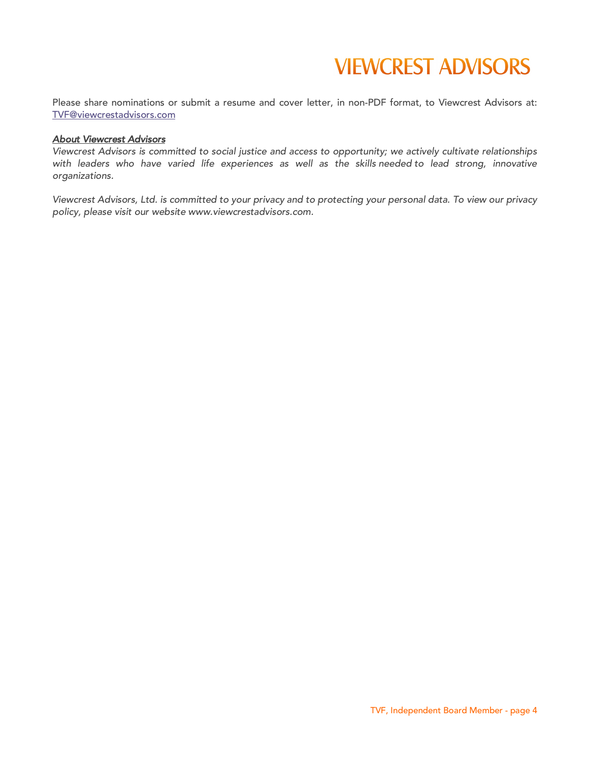Please share nominations or submit a resume and cover letter, in non-PDF format, to Viewcrest Advisors at: TVF@viewcrestadvisors.com

***About Viewcrest Advisors***

*Viewcrest Advisors is committed to social justice and access to opportunity; we actively cultivate relationships with leaders who have varied life experiences as well as the skills needed to lead strong, innovative organizations.*

*Viewcrest Advisors, Ltd. is committed to your privacy and to protecting your personal data. To view our privacy policy, please visit our website www.viewcrestadvisors.com.*